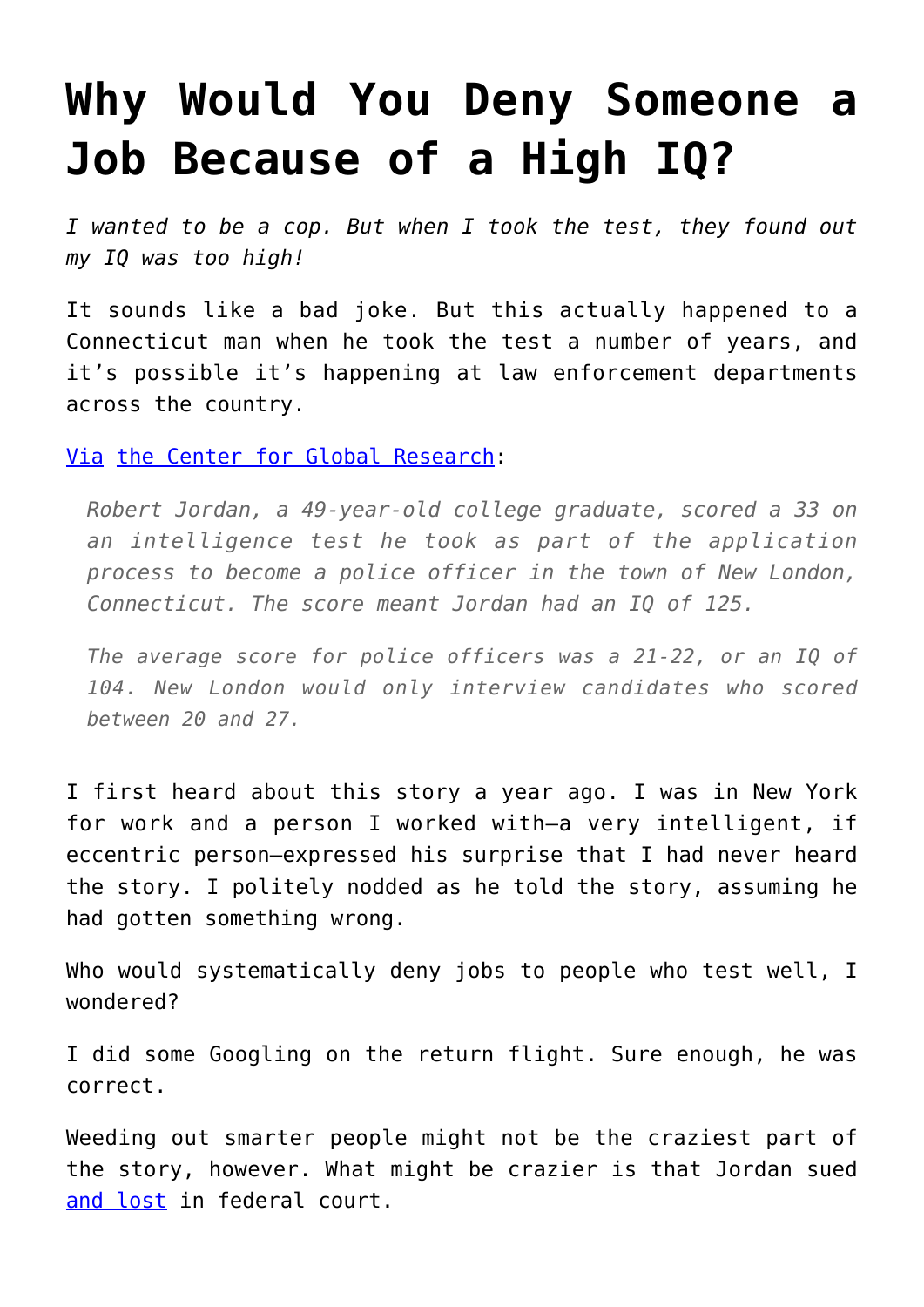# Why Would You Deny Someone a Job Because of a High IQ?

*I wanted to be a cop. But when I took the test, they found out my IQ was too high!*

It sounds like a bad joke. But this actually happened to a Connecticut man when he took the test a number of years, and it's possible it's happening at law enforcement departments across the country.

[Via](#) [the Center for Global Research](#):

> *Robert Jordan, a 49-year-old college graduate, scored a 33 on an intelligence test he took as part of the application process to become a police officer in the town of New London, Connecticut. The score meant Jordan had an IQ of 125.*
>
> *The average score for police officers was a 21-22, or an IQ of 104. New London would only interview candidates who scored between 20 and 27.*

I first heard about this story a year ago. I was in New York for work and a person I worked with—a very intelligent, if eccentric person—expressed his surprise that I had never heard the story. I politely nodded as he told the story, assuming he had gotten something wrong.

Who would systematically deny jobs to people who test well, I wondered?

I did some Googling on the return flight. Sure enough, he was correct.

Weeding out smarter people might not be the craziest part of the story, however. What might be crazier is that Jordan sued [and lost](#) in federal court.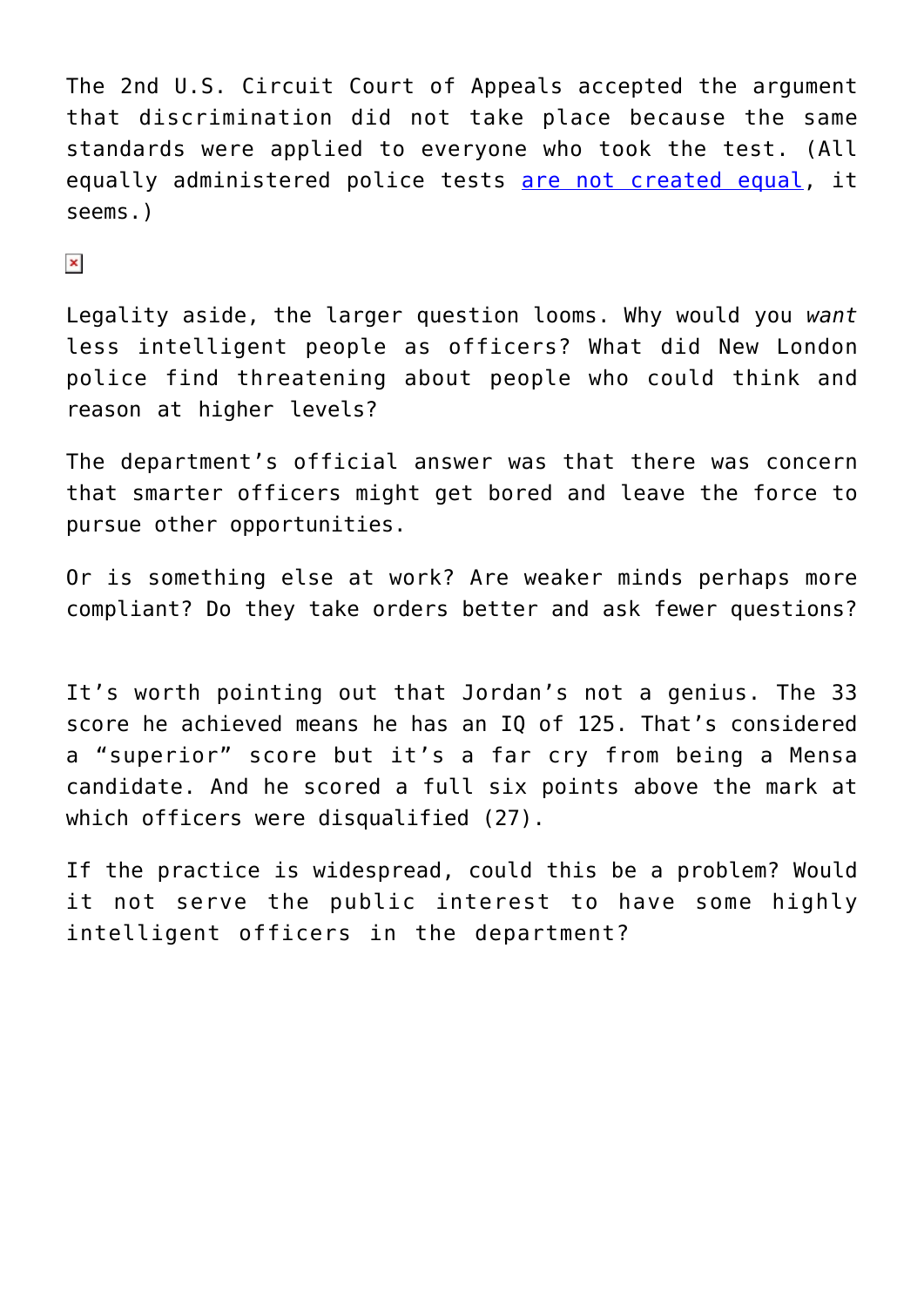The 2nd U.S. Circuit Court of Appeals accepted the argument that discrimination did not take place because the same standards were applied to everyone who took the test. (All equally administered police tests are not created equal, it seems.)

Legality aside, the larger question looms. Why would you *want* less intelligent people as officers? What did New London police find threatening about people who could think and reason at higher levels?

The department's official answer was that there was concern that smarter officers might get bored and leave the force to pursue other opportunities.

Or is something else at work? Are weaker minds perhaps more compliant? Do they take orders better and ask fewer questions?

It's worth pointing out that Jordan's not a genius. The 33 score he achieved means he has an IQ of 125. That's considered a "superior" score but it's a far cry from being a Mensa candidate. And he scored a full six points above the mark at which officers were disqualified (27).

If the practice is widespread, could this be a problem? Would it not serve the public interest to have some highly intelligent officers in the department?